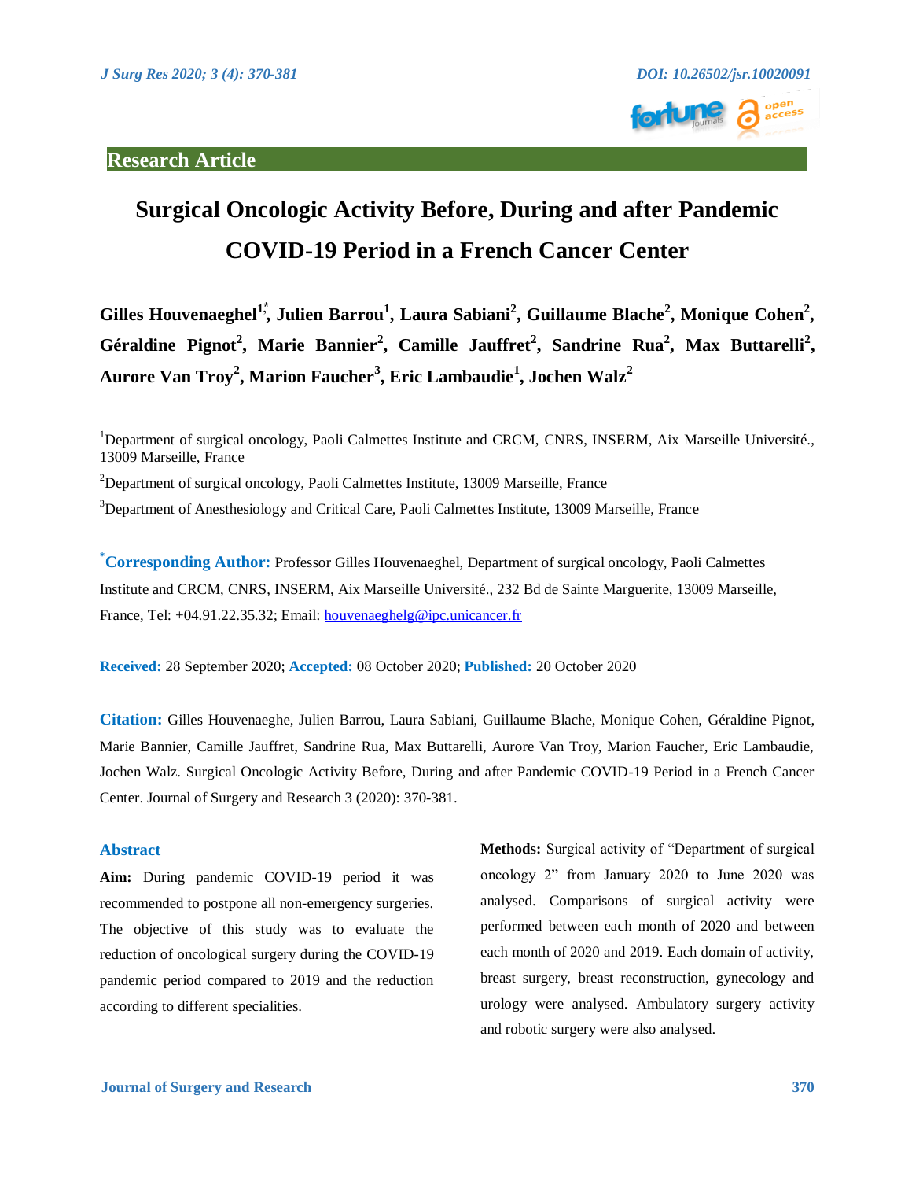Research Article

# Surgical Oncologic Activity Before, During and after Pandemic COVID-19 Period in a French Cancer Center

**Gilles Houvenaeghel[1,*], Julien Barrou[1], Laura Sabiani[2], Guillaume Blache[2], Monique Cohen[2], Géraldine Pignot[2], Marie Bannier[2], Camille Jauffret[2], Sandrine Rua[2], Max Buttarelli[2], Aurore Van Troy[2], Marion Faucher[3], Eric Lambaudie[1], Jochen Walz[2]**

[1]Department of surgical oncology, Paoli Calmettes Institute and CRCM, CNRS, INSERM, Aix Marseille Université., 13009 Marseille, France

[2]Department of surgical oncology, Paoli Calmettes Institute, 13009 Marseille, France

[3]Department of Anesthesiology and Critical Care, Paoli Calmettes Institute, 13009 Marseille, France

[*]**Corresponding Author:** Professor Gilles Houvenaeghel, Department of surgical oncology, Paoli Calmettes Institute and CRCM, CNRS, INSERM, Aix Marseille Université., 232 Bd de Sainte Marguerite, 13009 Marseille, France, Tel: +04.91.22.35.32; Email: houvenaeghelg@ipc.unicancer.fr

**Received:** 28 September 2020; **Accepted:** 08 October 2020; **Published:** 20 October 2020

**Citation:** Gilles Houvenaeghe, Julien Barrou, Laura Sabiani, Guillaume Blache, Monique Cohen, Géraldine Pignot, Marie Bannier, Camille Jauffret, Sandrine Rua, Max Buttarelli, Aurore Van Troy, Marion Faucher, Eric Lambaudie, Jochen Walz. Surgical Oncologic Activity Before, During and after Pandemic COVID-19 Period in a French Cancer Center. Journal of Surgery and Research 3 (2020): 370-381.

## Abstract

**Aim:** During pandemic COVID-19 period it was recommended to postpone all non-emergency surgeries. The objective of this study was to evaluate the reduction of oncological surgery during the COVID-19 pandemic period compared to 2019 and the reduction according to different specialities.

**Methods:** Surgical activity of "Department of surgical oncology 2" from January 2020 to June 2020 was analysed. Comparisons of surgical activity were performed between each month of 2020 and between each month of 2020 and 2019. Each domain of activity, breast surgery, breast reconstruction, gynecology and urology were analysed. Ambulatory surgery activity and robotic surgery were also analysed.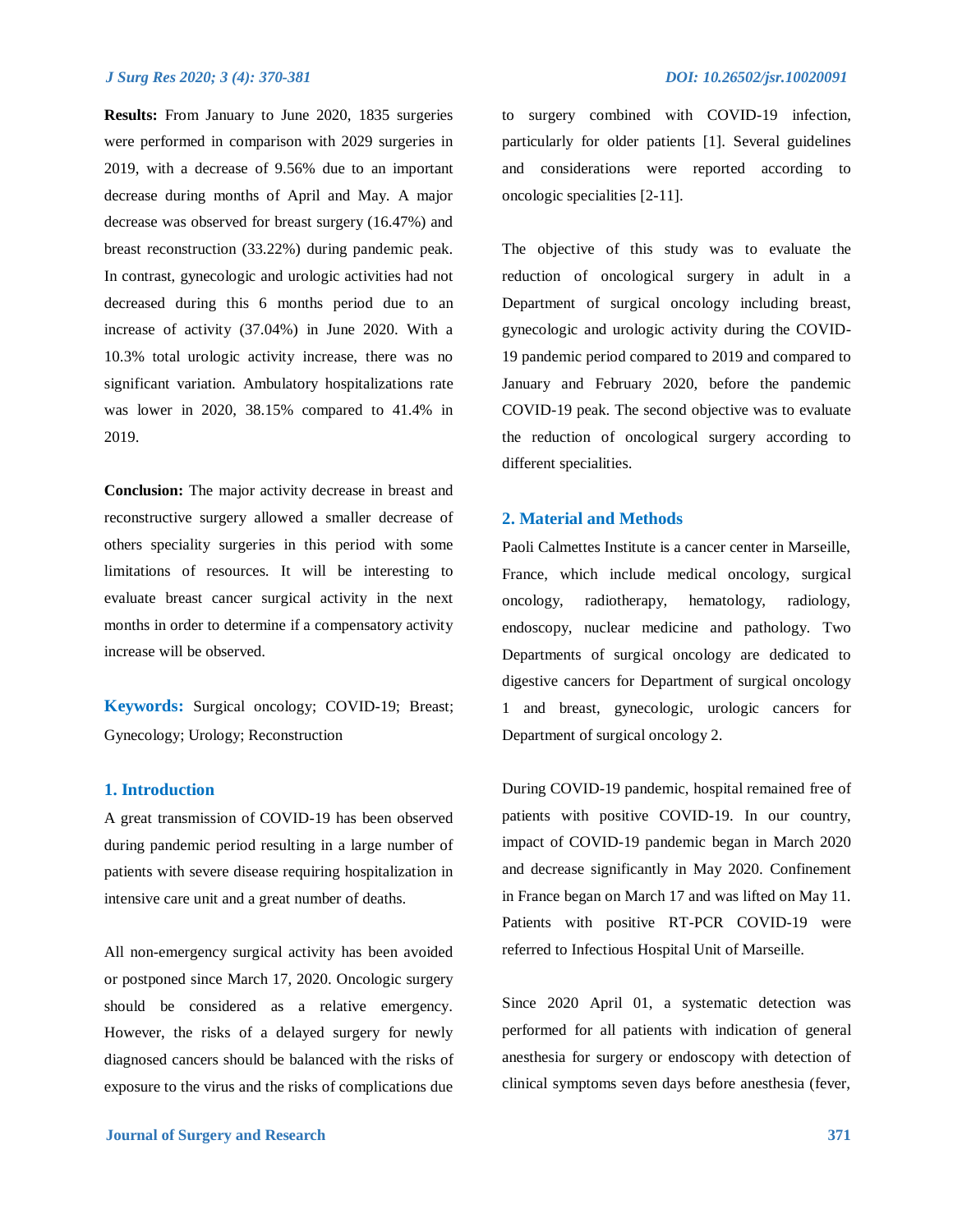**Results:** From January to June 2020, 1835 surgeries were performed in comparison with 2029 surgeries in 2019, with a decrease of 9.56% due to an important decrease during months of April and May. A major decrease was observed for breast surgery (16.47%) and breast reconstruction (33.22%) during pandemic peak. In contrast, gynecologic and urologic activities had not decreased during this 6 months period due to an increase of activity (37.04%) in June 2020. With a 10.3% total urologic activity increase, there was no significant variation. Ambulatory hospitalizations rate was lower in 2020, 38.15% compared to 41.4% in 2019.

**Conclusion:** The major activity decrease in breast and reconstructive surgery allowed a smaller decrease of others speciality surgeries in this period with some limitations of resources. It will be interesting to evaluate breast cancer surgical activity in the next months in order to determine if a compensatory activity increase will be observed.

**Keywords:** Surgical oncology; COVID-19; Breast; Gynecology; Urology; Reconstruction

## 1. Introduction

A great transmission of COVID-19 has been observed during pandemic period resulting in a large number of patients with severe disease requiring hospitalization in intensive care unit and a great number of deaths.

All non-emergency surgical activity has been avoided or postponed since March 17, 2020. Oncologic surgery should be considered as a relative emergency. However, the risks of a delayed surgery for newly diagnosed cancers should be balanced with the risks of exposure to the virus and the risks of complications due to surgery combined with COVID-19 infection, particularly for older patients [1]. Several guidelines and considerations were reported according to oncologic specialities [2-11].

The objective of this study was to evaluate the reduction of oncological surgery in adult in a Department of surgical oncology including breast, gynecologic and urologic activity during the COVID-19 pandemic period compared to 2019 and compared to January and February 2020, before the pandemic COVID-19 peak. The second objective was to evaluate the reduction of oncological surgery according to different specialities.

## 2. Material and Methods

Paoli Calmettes Institute is a cancer center in Marseille, France, which include medical oncology, surgical oncology, radiotherapy, hematology, radiology, endoscopy, nuclear medicine and pathology. Two Departments of surgical oncology are dedicated to digestive cancers for Department of surgical oncology 1 and breast, gynecologic, urologic cancers for Department of surgical oncology 2.

During COVID-19 pandemic, hospital remained free of patients with positive COVID-19. In our country, impact of COVID-19 pandemic began in March 2020 and decrease significantly in May 2020. Confinement in France began on March 17 and was lifted on May 11. Patients with positive RT-PCR COVID-19 were referred to Infectious Hospital Unit of Marseille.

Since 2020 April 01, a systematic detection was performed for all patients with indication of general anesthesia for surgery or endoscopy with detection of clinical symptoms seven days before anesthesia (fever,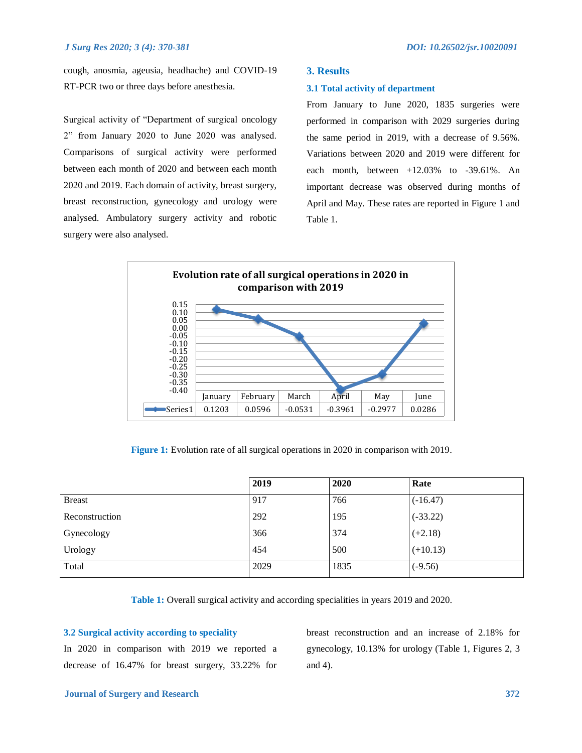cough, anosmia, ageusia, headache) and COVID-19 RT-PCR two or three days before anesthesia.

Surgical activity of “Department of surgical oncology 2” from January 2020 to June 2020 was analysed. Comparisons of surgical activity were performed between each month of 2020 and between each month 2020 and 2019. Each domain of activity, breast surgery, breast reconstruction, gynecology and urology were analysed. Ambulatory surgery activity and robotic surgery were also analysed.

## 3. Results

### 3.1 Total activity of department

From January to June 2020, 1835 surgeries were performed in comparison with 2029 surgeries during the same period in 2019, with a decrease of 9.56%. Variations between 2020 and 2019 were different for each month, between +12.03% to -39.61%. An important decrease was observed during months of April and May. These rates are reported in Figure 1 and Table 1.

**Evolution rate of all surgical operations in 2020 in comparison with 2019**

| | January | February | March | April | May | June |
|---|---|---|---|---|---|---|
| Series1 | 0.1203 | 0.0596 | -0.0531 | -0.3961 | -0.2977 | 0.0286 |

**Figure 1:** Evolution rate of all surgical operations in 2020 in comparison with 2019.

| | 2019 | 2020 | Rate |
|---|---|---|---|
| Breast | 917 | 766 | (-16.47) |
| Reconstruction | 292 | 195 | (-33.22) |
| Gynecology | 366 | 374 | (+2.18) |
| Urology | 454 | 500 | (+10.13) |
| Total | 2029 | 1835 | (-9.56) |

**Table 1:** Overall surgical activity and according specialities in years 2019 and 2020.

### 3.2 Surgical activity according to speciality

In 2020 in comparison with 2019 we reported a decrease of 16.47% for breast surgery, 33.22% for breast reconstruction and an increase of 2.18% for gynecology, 10.13% for urology (Table 1, Figures 2, 3 and 4).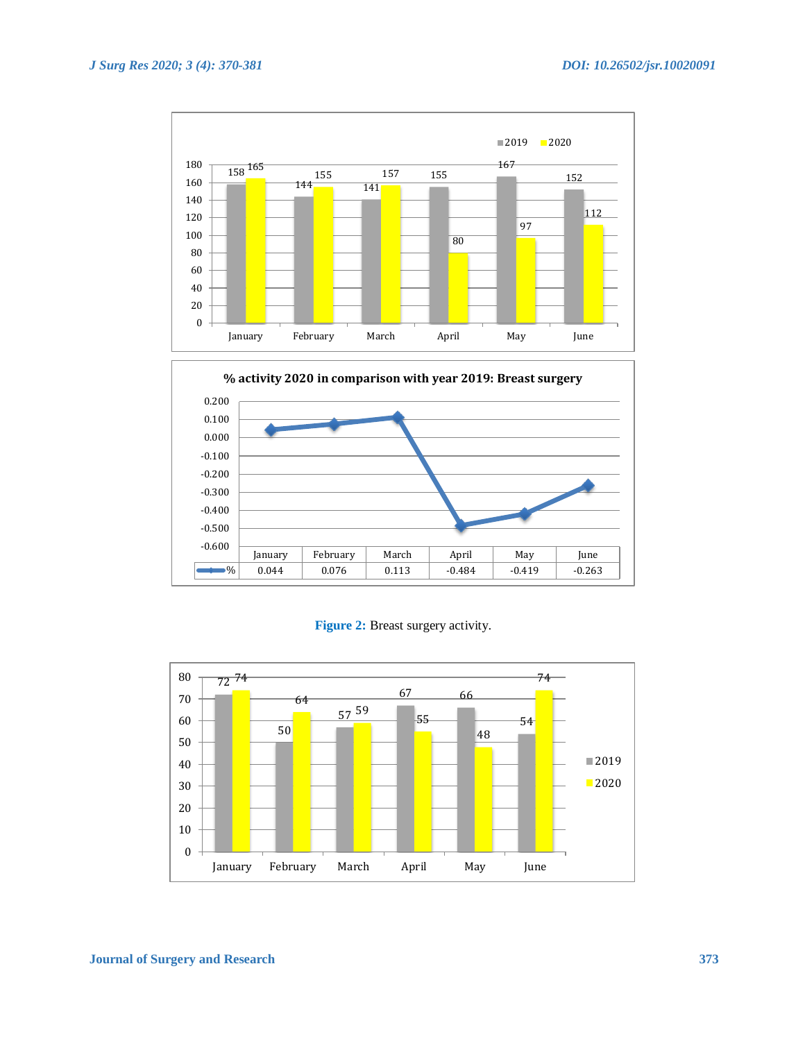| | January | February | March | April | May | June |
|---|---|---|---|---|---|---|
| 2019 | 158 | 144 | 141 | 155 | 167 | 152 |
| 2020 | 165 | 155 | 157 | 80 | 97 | 112 |

**% activity 2020 in comparison with year 2019: Breast surgery**

| | January | February | March | April | May | June |
|---|---|---|---|---|---|---|
| % | 0.044 | 0.076 | 0.113 | -0.484 | -0.419 | -0.263 |

**Figure 2:** Breast surgery activity.

| | January | February | March | April | May | June |
|---|---|---|---|---|---|---|
| 2019 | 72 | 50 | 57 | 67 | 66 | 54 |
| 2020 | 74 | 64 | 59 | 55 | 48 | 74 |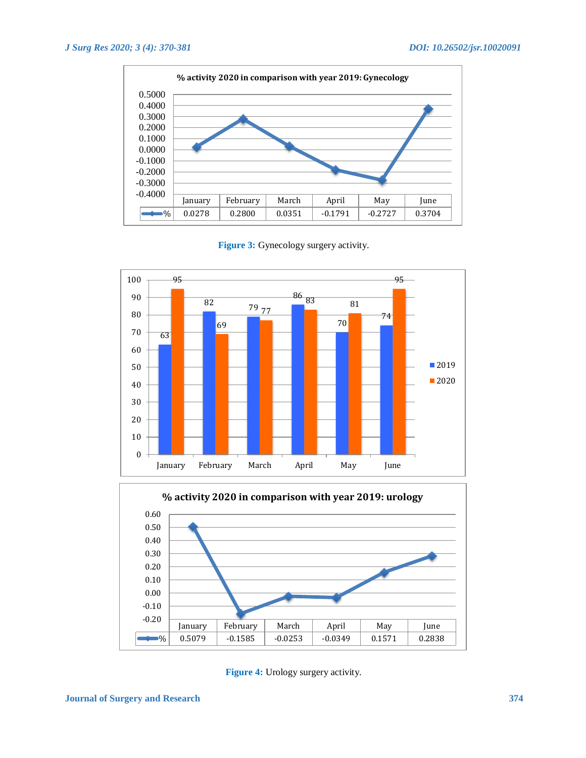**% activity 2020 in comparison with year 2019: Gynecology**

| | January | February | March | April | May | June |
|---|---|---|---|---|---|---|
| % | 0.0278 | 0.2800 | 0.0351 | -0.1791 | -0.2727 | 0.3704 |

**Figure 3:** Gynecology surgery activity.

| | January | February | March | April | May | June |
|---|---|---|---|---|---|---|
| 2019 | 63 | 82 | 79 | 86 | 70 | 74 |
| 2020 | 95 | 69 | 77 | 83 | 81 | 95 |

**% activity 2020 in comparison with year 2019: urology**

| | January | February | March | April | May | June |
|---|---|---|---|---|---|---|
| % | 0.5079 | -0.1585 | -0.0253 | -0.0349 | 0.1571 | 0.2838 |

**Figure 4:** Urology surgery activity.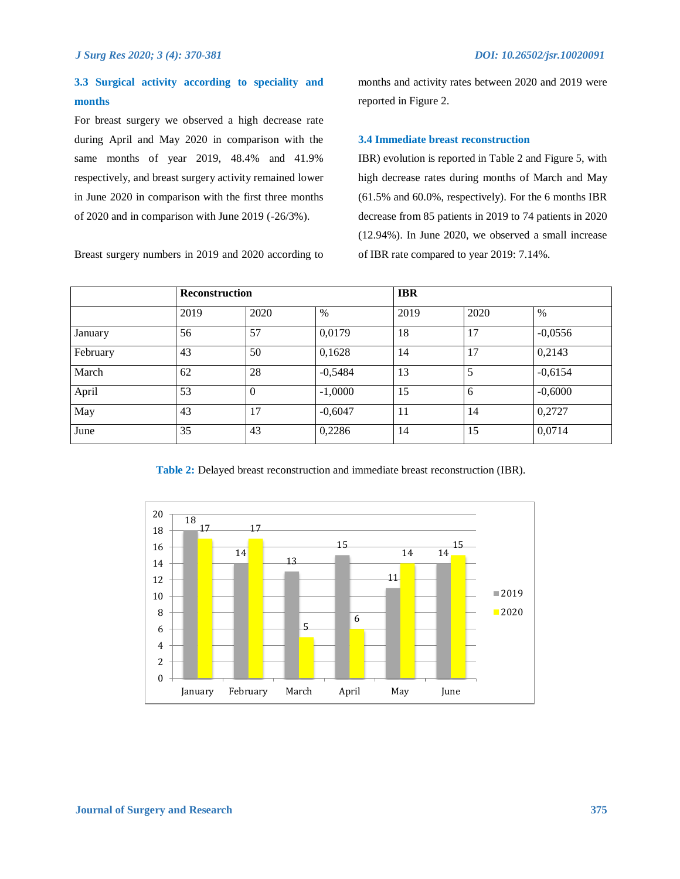### 3.3 Surgical activity according to speciality and months

For breast surgery we observed a high decrease rate during April and May 2020 in comparison with the same months of year 2019, 48.4% and 41.9% respectively, and breast surgery activity remained lower in June 2020 in comparison with the first three months of 2020 and in comparison with June 2019 (-26/3%).

Breast surgery numbers in 2019 and 2020 according to months and activity rates between 2020 and 2019 were reported in Figure 2.

### 3.4 Immediate breast reconstruction

IBR) evolution is reported in Table 2 and Figure 5, with high decrease rates during months of March and May (61.5% and 60.0%, respectively). For the 6 months IBR decrease from 85 patients in 2019 to 74 patients in 2020 (12.94%). In June 2020, we observed a small increase of IBR rate compared to year 2019: 7.14%.

| | **Reconstruction** | | | **IBR** | | |
|---|---|---|---|---|---|---|
| | 2019 | 2020 | % | 2019 | 2020 | % |
| January | 56 | 57 | 0,0179 | 18 | 17 | -0,0556 |
| February | 43 | 50 | 0,1628 | 14 | 17 | 0,2143 |
| March | 62 | 28 | -0,5484 | 13 | 5 | -0,6154 |
| April | 53 | 0 | -1,0000 | 15 | 6 | -0,6000 |
| May | 43 | 17 | -0,6047 | 11 | 14 | 0,2727 |
| June | 35 | 43 | 0,2286 | 14 | 15 | 0,0714 |

**Table 2:** Delayed breast reconstruction and immediate breast reconstruction (IBR).

| | 2019 | 2020 |
|---|---|---|
| January | 18 | 17 |
| February | 14 | 17 |
| March | 13 | 5 |
| April | 15 | 6 |
| May | 11 | 14 |
| June | 14 | 15 |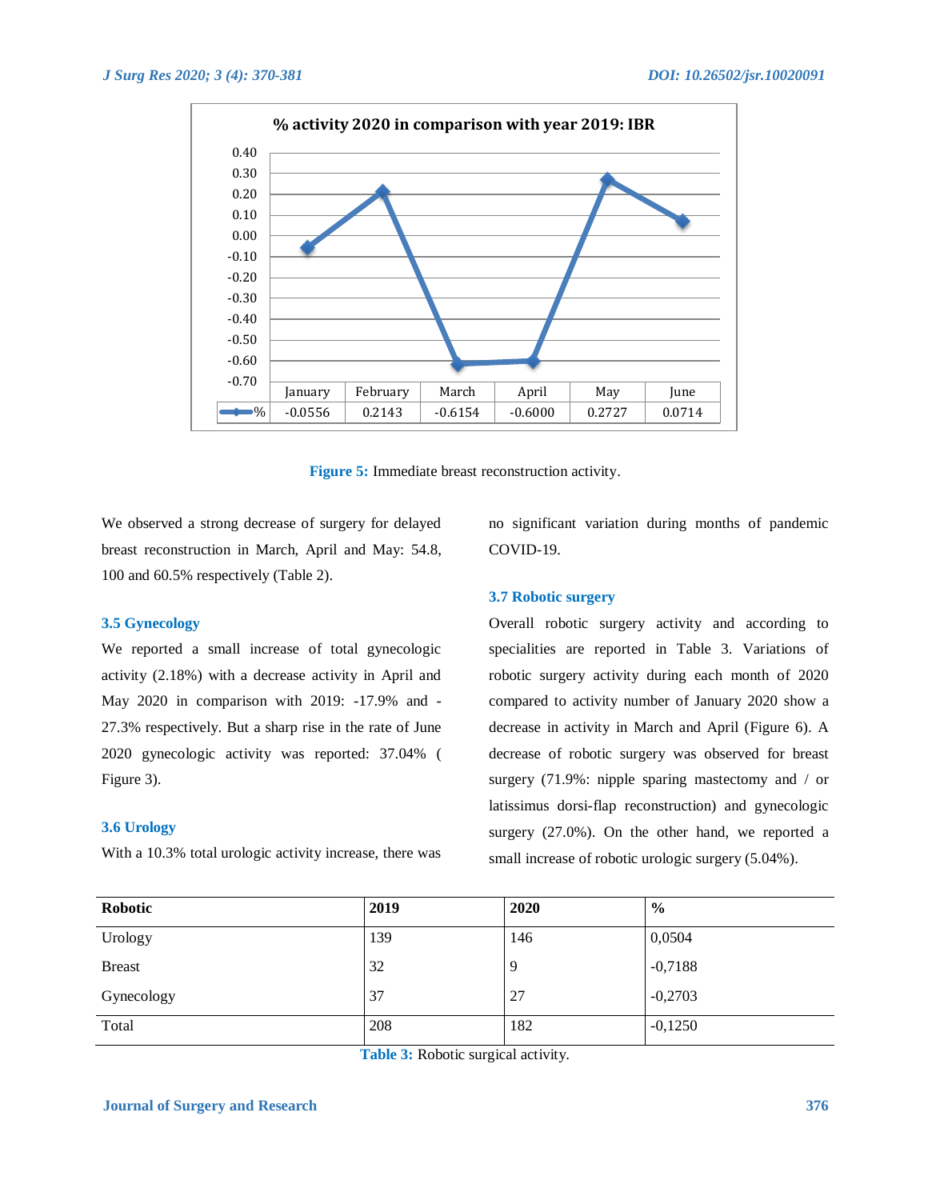**% activity 2020 in comparison with year 2019: IBR**

| | January | February | March | April | May | June |
|---|---|---|---|---|---|---|
| % | -0.0556 | 0.2143 | -0.6154 | -0.6000 | 0.2727 | 0.0714 |

**Figure 5:** Immediate breast reconstruction activity.

We observed a strong decrease of surgery for delayed breast reconstruction in March, April and May: 54.8, 100 and 60.5% respectively (Table 2).

### 3.5 Gynecology

We reported a small increase of total gynecologic activity (2.18%) with a decrease activity in April and May 2020 in comparison with 2019: -17.9% and -27.3% respectively. But a sharp rise in the rate of June 2020 gynecologic activity was reported: 37.04% ( Figure 3).

### 3.6 Urology

With a 10.3% total urologic activity increase, there was no significant variation during months of pandemic COVID-19.

### 3.7 Robotic surgery

Overall robotic surgery activity and according to specialities are reported in Table 3. Variations of robotic surgery activity during each month of 2020 compared to activity number of January 2020 show a decrease in activity in March and April (Figure 6). A decrease of robotic surgery was observed for breast surgery (71.9%: nipple sparing mastectomy and / or latissimus dorsi-flap reconstruction) and gynecologic surgery (27.0%). On the other hand, we reported a small increase of robotic urologic surgery (5.04%).

| Robotic | 2019 | 2020 | % |
|---|---|---|---|
| Urology | 139 | 146 | 0,0504 |
| Breast | 32 | 9 | -0,7188 |
| Gynecology | 37 | 27 | -0,2703 |
| Total | 208 | 182 | -0,1250 |

**Table 3:** Robotic surgical activity.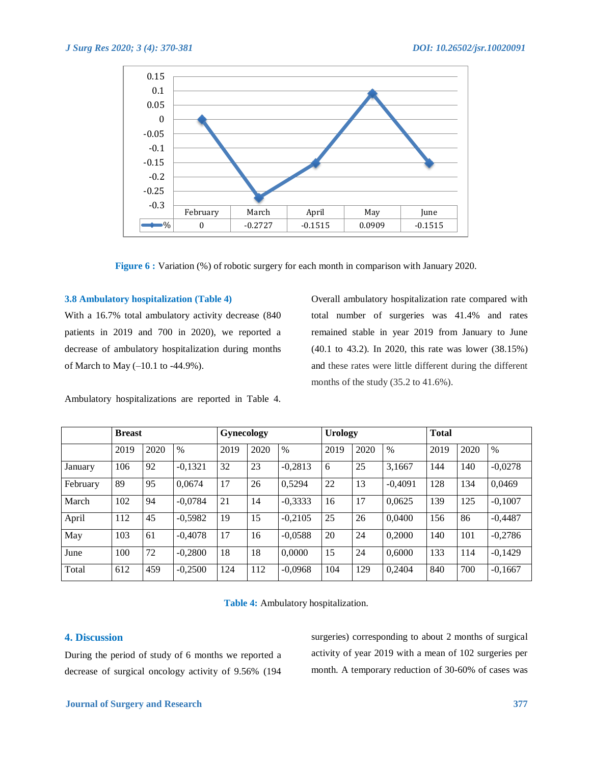| | February | March | April | May | June |
|---|---|---|---|---|---|
| % | 0 | -0.2727 | -0.1515 | 0.0909 | -0.1515 |

**Figure 6 :** Variation (%) of robotic surgery for each month in comparison with January 2020.

### 3.8 Ambulatory hospitalization (Table 4)

With a 16.7% total ambulatory activity decrease (840 patients in 2019 and 700 in 2020), we reported a decrease of ambulatory hospitalization during months of March to May (–10.1 to -44.9%).

Ambulatory hospitalizations are reported in Table 4.

Overall ambulatory hospitalization rate compared with total number of surgeries was 41.4% and rates remained stable in year 2019 from January to June (40.1 to 43.2). In 2020, this rate was lower (38.15%) and these rates were little different during the different months of the study (35.2 to 41.6%).

| | Breast | | | Gynecology | | | Urology | | | Total | | |
|---|---|---|---|---|---|---|---|---|---|---|---|---|
| | 2019 | 2020 | % | 2019 | 2020 | % | 2019 | 2020 | % | 2019 | 2020 | % |
| January | 106 | 92 | -0,1321 | 32 | 23 | -0,2813 | 6 | 25 | 3,1667 | 144 | 140 | -0,0278 |
| February | 89 | 95 | 0,0674 | 17 | 26 | 0,5294 | 22 | 13 | -0,4091 | 128 | 134 | 0,0469 |
| March | 102 | 94 | -0,0784 | 21 | 14 | -0,3333 | 16 | 17 | 0,0625 | 139 | 125 | -0,1007 |
| April | 112 | 45 | -0,5982 | 19 | 15 | -0,2105 | 25 | 26 | 0,0400 | 156 | 86 | -0,4487 |
| May | 103 | 61 | -0,4078 | 17 | 16 | -0,0588 | 20 | 24 | 0,2000 | 140 | 101 | -0,2786 |
| June | 100 | 72 | -0,2800 | 18 | 18 | 0,0000 | 15 | 24 | 0,6000 | 133 | 114 | -0,1429 |
| Total | 612 | 459 | -0,2500 | 124 | 112 | -0,0968 | 104 | 129 | 0,2404 | 840 | 700 | -0,1667 |

**Table 4:** Ambulatory hospitalization.

## 4. Discussion

During the period of study of 6 months we reported a decrease of surgical oncology activity of 9.56% (194 surgeries) corresponding to about 2 months of surgical activity of year 2019 with a mean of 102 surgeries per month. A temporary reduction of 30-60% of cases was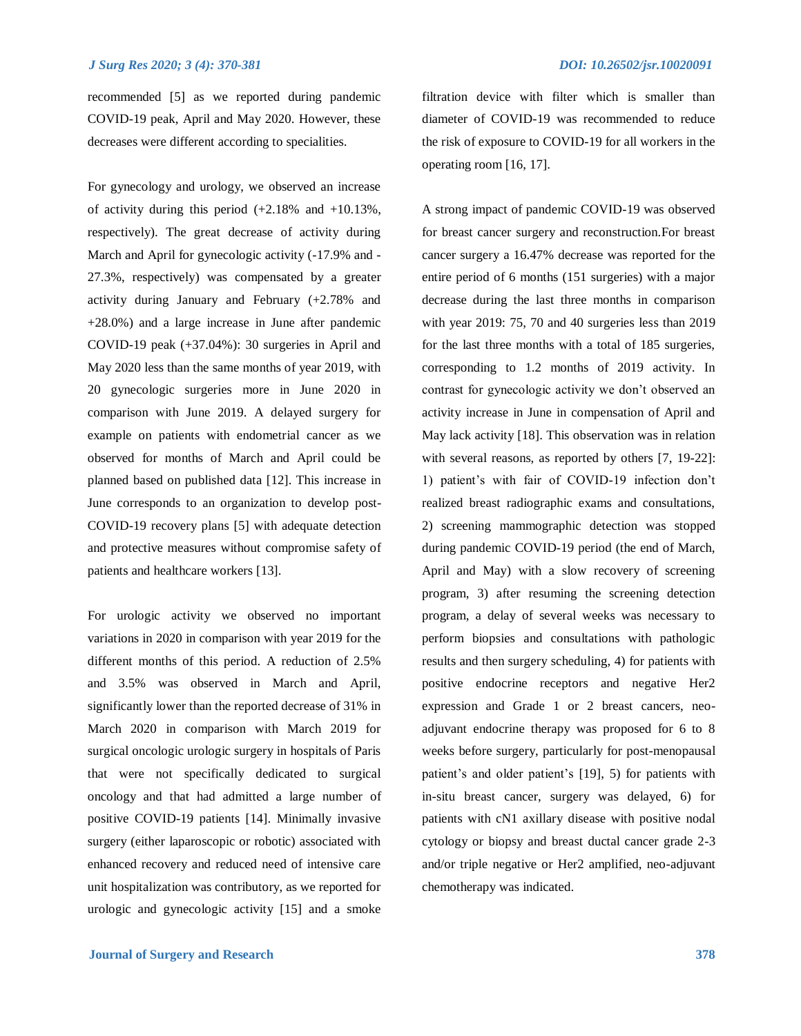recommended [5] as we reported during pandemic COVID-19 peak, April and May 2020. However, these decreases were different according to specialities.

For gynecology and urology, we observed an increase of activity during this period (+2.18% and +10.13%, respectively). The great decrease of activity during March and April for gynecologic activity (-17.9% and -27.3%, respectively) was compensated by a greater activity during January and February (+2.78% and +28.0%) and a large increase in June after pandemic COVID-19 peak (+37.04%): 30 surgeries in April and May 2020 less than the same months of year 2019, with 20 gynecologic surgeries more in June 2020 in comparison with June 2019. A delayed surgery for example on patients with endometrial cancer as we observed for months of March and April could be planned based on published data [12]. This increase in June corresponds to an organization to develop post-COVID-19 recovery plans [5] with adequate detection and protective measures without compromise safety of patients and healthcare workers [13].

For urologic activity we observed no important variations in 2020 in comparison with year 2019 for the different months of this period. A reduction of 2.5% and 3.5% was observed in March and April, significantly lower than the reported decrease of 31% in March 2020 in comparison with March 2019 for surgical oncologic urologic surgery in hospitals of Paris that were not specifically dedicated to surgical oncology and that had admitted a large number of positive COVID-19 patients [14]. Minimally invasive surgery (either laparoscopic or robotic) associated with enhanced recovery and reduced need of intensive care unit hospitalization was contributory, as we reported for urologic and gynecologic activity [15] and a smoke filtration device with filter which is smaller than diameter of COVID-19 was recommended to reduce the risk of exposure to COVID-19 for all workers in the operating room [16, 17].

A strong impact of pandemic COVID-19 was observed for breast cancer surgery and reconstruction.For breast cancer surgery a 16.47% decrease was reported for the entire period of 6 months (151 surgeries) with a major decrease during the last three months in comparison with year 2019: 75, 70 and 40 surgeries less than 2019 for the last three months with a total of 185 surgeries, corresponding to 1.2 months of 2019 activity. In contrast for gynecologic activity we don't observed an activity increase in June in compensation of April and May lack activity [18]. This observation was in relation with several reasons, as reported by others [7, 19-22]: 1) patient's with fair of COVID-19 infection don't realized breast radiographic exams and consultations, 2) screening mammographic detection was stopped during pandemic COVID-19 period (the end of March, April and May) with a slow recovery of screening program, 3) after resuming the screening detection program, a delay of several weeks was necessary to perform biopsies and consultations with pathologic results and then surgery scheduling, 4) for patients with positive endocrine receptors and negative Her2 expression and Grade 1 or 2 breast cancers, neo-adjuvant endocrine therapy was proposed for 6 to 8 weeks before surgery, particularly for post-menopausal patient's and older patient's [19], 5) for patients with in-situ breast cancer, surgery was delayed, 6) for patients with cN1 axillary disease with positive nodal cytology or biopsy and breast ductal cancer grade 2-3 and/or triple negative or Her2 amplified, neo-adjuvant chemotherapy was indicated.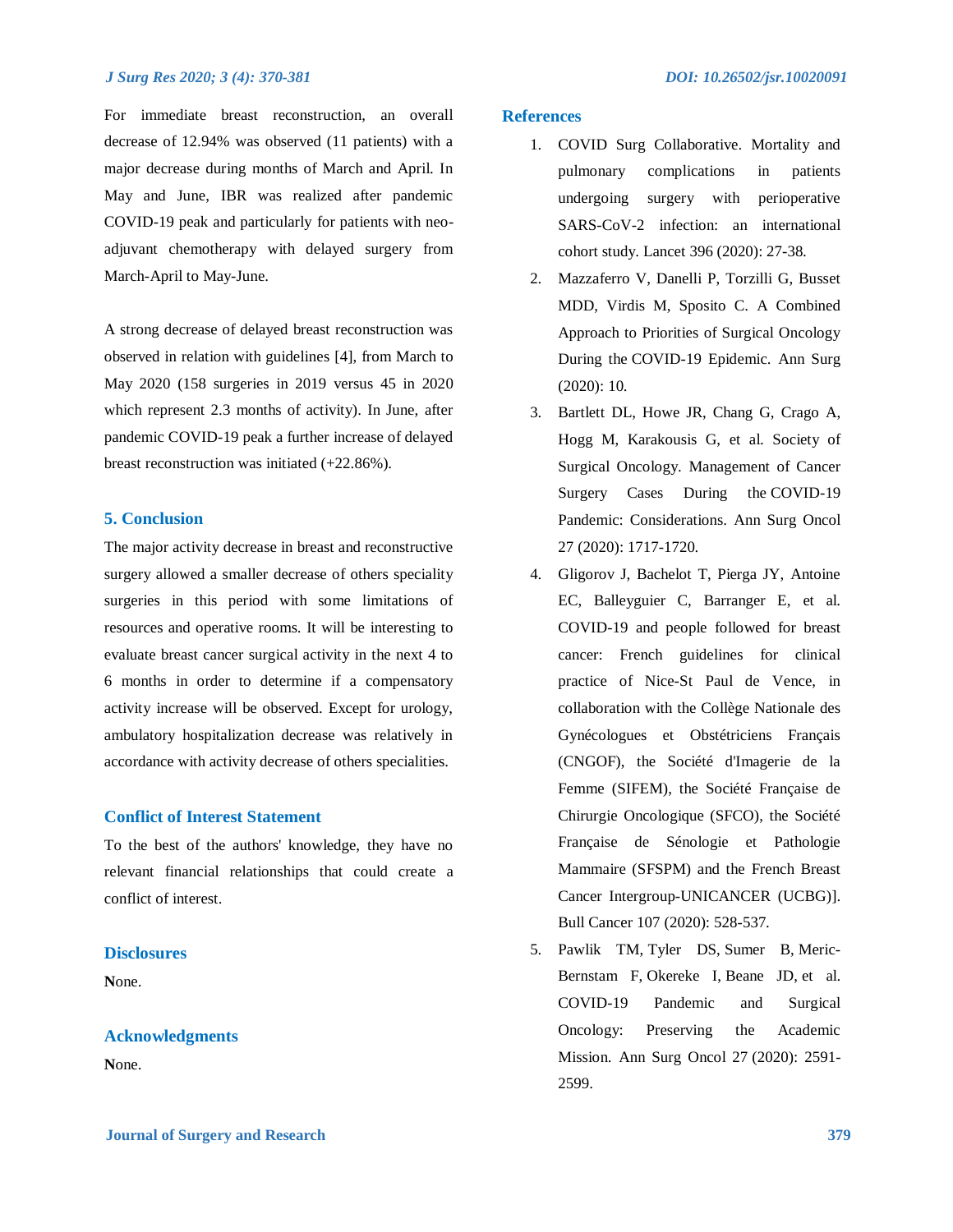For immediate breast reconstruction, an overall decrease of 12.94% was observed (11 patients) with a major decrease during months of March and April. In May and June, IBR was realized after pandemic COVID-19 peak and particularly for patients with neo-adjuvant chemotherapy with delayed surgery from March-April to May-June.

A strong decrease of delayed breast reconstruction was observed in relation with guidelines [4], from March to May 2020 (158 surgeries in 2019 versus 45 in 2020 which represent 2.3 months of activity). In June, after pandemic COVID-19 peak a further increase of delayed breast reconstruction was initiated (+22.86%).

## 5. Conclusion

The major activity decrease in breast and reconstructive surgery allowed a smaller decrease of others speciality surgeries in this period with some limitations of resources and operative rooms. It will be interesting to evaluate breast cancer surgical activity in the next 4 to 6 months in order to determine if a compensatory activity increase will be observed. Except for urology, ambulatory hospitalization decrease was relatively in accordance with activity decrease of others specialities.

## Conflict of Interest Statement

To the best of the authors' knowledge, they have no relevant financial relationships that could create a conflict of interest.

## Disclosures

None.

## Acknowledgments

None.

## References

1. COVID Surg Collaborative. Mortality and pulmonary complications in patients undergoing surgery with perioperative SARS-CoV-2 infection: an international cohort study. Lancet 396 (2020): 27-38.
2. Mazzaferro V, Danelli P, Torzilli G, Busset MDD, Virdis M, Sposito C. A Combined Approach to Priorities of Surgical Oncology During the COVID-19 Epidemic. Ann Surg (2020): 10.
3. Bartlett DL, Howe JR, Chang G, Crago A, Hogg M, Karakousis G, et al. Society of Surgical Oncology. Management of Cancer Surgery Cases During the COVID-19 Pandemic: Considerations. Ann Surg Oncol 27 (2020): 1717-1720.
4. Gligorov J, Bachelot T, Pierga JY, Antoine EC, Balleyguier C, Barranger E, et al. COVID-19 and people followed for breast cancer: French guidelines for clinical practice of Nice-St Paul de Vence, in collaboration with the Collège Nationale des Gynécologues et Obstétriciens Français (CNGOF), the Société d'Imagerie de la Femme (SIFEM), the Société Française de Chirurgie Oncologique (SFCO), the Société Française de Sénologie et Pathologie Mammaire (SFSPM) and the French Breast Cancer Intergroup-UNICANCER (UCBG)]. Bull Cancer 107 (2020): 528-537.
5. Pawlik TM, Tyler DS, Sumer B, Meric-Bernstam F, Okereke I, Beane JD, et al. COVID-19 Pandemic and Surgical Oncology: Preserving the Academic Mission. Ann Surg Oncol 27 (2020): 2591-2599.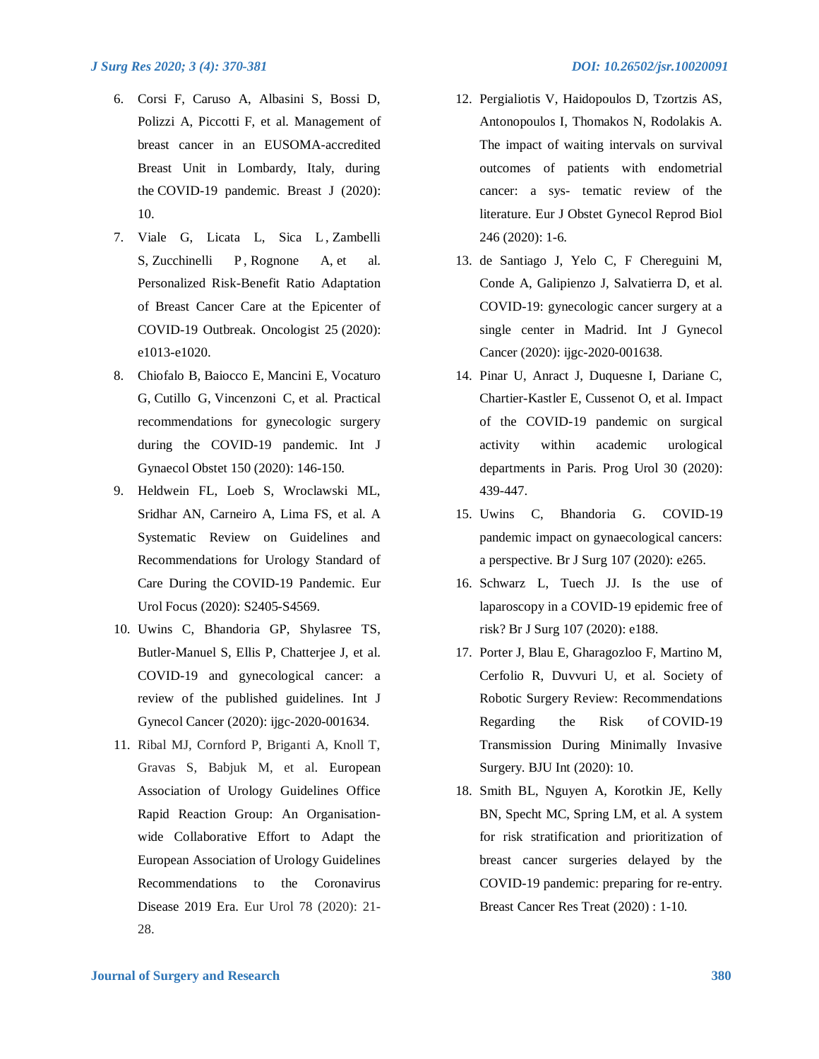6. Corsi F, Caruso A, Albasini S, Bossi D, Polizzi A, Piccotti F, et al. Management of breast cancer in an EUSOMA-accredited Breast Unit in Lombardy, Italy, during the COVID-19 pandemic. Breast J (2020): 10.
7. Viale G, Licata L, Sica L, Zambelli S, Zucchinelli P, Rognone A, et al. Personalized Risk-Benefit Ratio Adaptation of Breast Cancer Care at the Epicenter of COVID-19 Outbreak. Oncologist 25 (2020): e1013-e1020.
8. Chiofalo B, Baiocco E, Mancini E, Vocaturo G, Cutillo G, Vincenzoni C, et al. Practical recommendations for gynecologic surgery during the COVID-19 pandemic. Int J Gynaecol Obstet 150 (2020): 146-150.
9. Heldwein FL, Loeb S, Wroclawski ML, Sridhar AN, Carneiro A, Lima FS, et al. A Systematic Review on Guidelines and Recommendations for Urology Standard of Care During the COVID-19 Pandemic. Eur Urol Focus (2020): S2405-S4569.
10. Uwins C, Bhandoria GP, Shylasree TS, Butler-Manuel S, Ellis P, Chatterjee J, et al. COVID-19 and gynecological cancer: a review of the published guidelines. Int J Gynecol Cancer (2020): ijgc-2020-001634.
11. Ribal MJ, Cornford P, Briganti A, Knoll T, Gravas S, Babjuk M, et al. European Association of Urology Guidelines Office Rapid Reaction Group: An Organisation-wide Collaborative Effort to Adapt the European Association of Urology Guidelines Recommendations to the Coronavirus Disease 2019 Era. Eur Urol 78 (2020): 21-28.
12. Pergialiotis V, Haidopoulos D, Tzortzis AS, Antonopoulos I, Thomakos N, Rodolakis A. The impact of waiting intervals on survival outcomes of patients with endometrial cancer: a sys- tematic review of the literature. Eur J Obstet Gynecol Reprod Biol 246 (2020): 1-6.
13. de Santiago J, Yelo C, F Chereguini M, Conde A, Galipienzo J, Salvatierra D, et al. COVID-19: gynecologic cancer surgery at a single center in Madrid. Int J Gynecol Cancer (2020): ijgc-2020-001638.
14. Pinar U, Anract J, Duquesne I, Dariane C, Chartier-Kastler E, Cussenot O, et al. Impact of the COVID-19 pandemic on surgical activity within academic urological departments in Paris. Prog Urol 30 (2020): 439-447.
15. Uwins C, Bhandoria G. COVID-19 pandemic impact on gynaecological cancers: a perspective. Br J Surg 107 (2020): e265.
16. Schwarz L, Tuech JJ. Is the use of laparoscopy in a COVID-19 epidemic free of risk? Br J Surg 107 (2020): e188.
17. Porter J, Blau E, Gharagozloo F, Martino M, Cerfolio R, Duvvuri U, et al. Society of Robotic Surgery Review: Recommendations Regarding the Risk of COVID-19 Transmission During Minimally Invasive Surgery. BJU Int (2020): 10.
18. Smith BL, Nguyen A, Korotkin JE, Kelly BN, Specht MC, Spring LM, et al. A system for risk stratification and prioritization of breast cancer surgeries delayed by the COVID-19 pandemic: preparing for re-entry. Breast Cancer Res Treat (2020) : 1-10.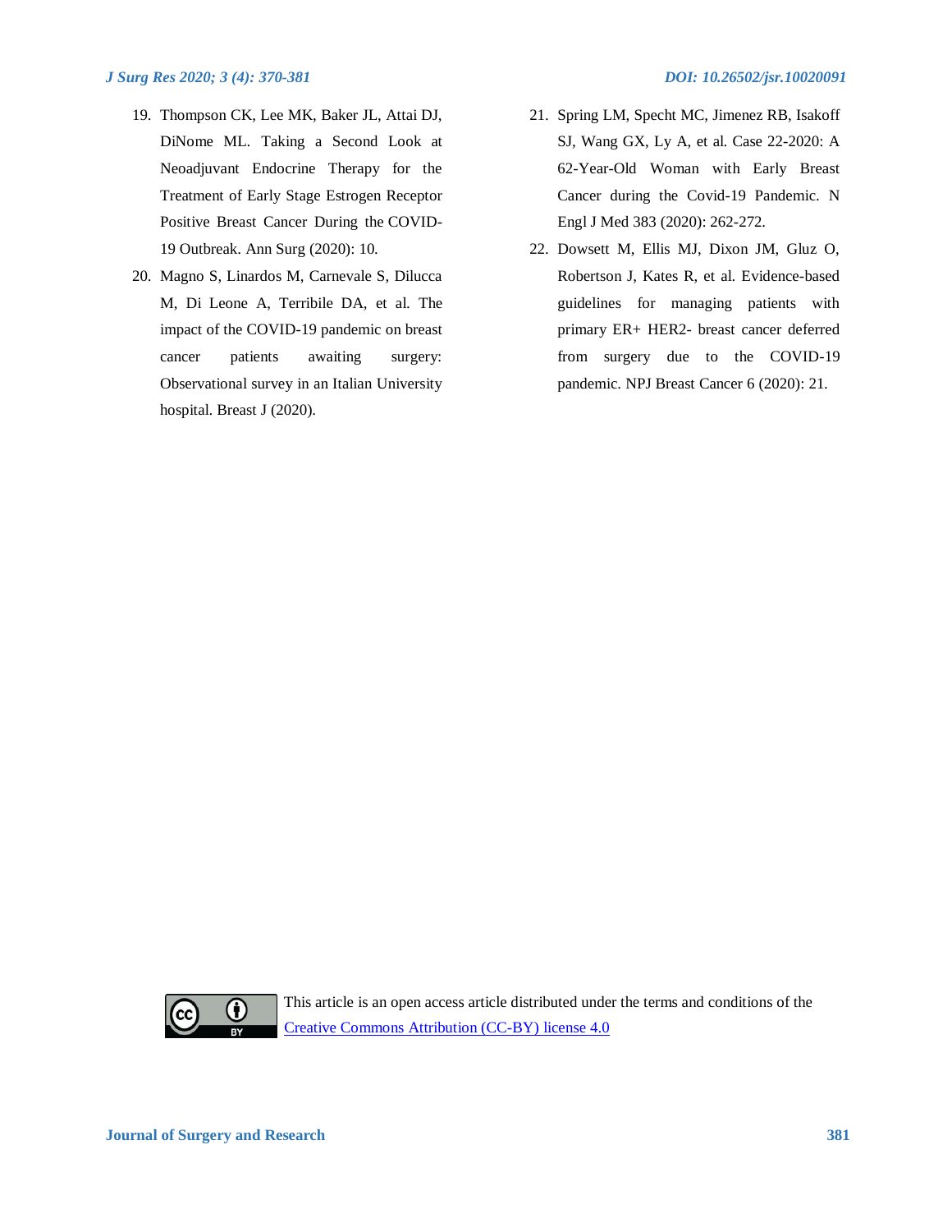19. Thompson CK, Lee MK, Baker JL, Attai DJ, DiNome ML. Taking a Second Look at Neoadjuvant Endocrine Therapy for the Treatment of Early Stage Estrogen Receptor Positive Breast Cancer During the COVID-19 Outbreak. Ann Surg (2020): 10.
20. Magno S, Linardos M, Carnevale S, Dilucca M, Di Leone A, Terribile DA, et al. The impact of the COVID-19 pandemic on breast cancer patients awaiting surgery: Observational survey in an Italian University hospital. Breast J (2020).
21. Spring LM, Specht MC, Jimenez RB, Isakoff SJ, Wang GX, Ly A, et al. Case 22-2020: A 62-Year-Old Woman with Early Breast Cancer during the Covid-19 Pandemic. N Engl J Med 383 (2020): 262-272.
22. Dowsett M, Ellis MJ, Dixon JM, Gluz O, Robertson J, Kates R, et al. Evidence-based guidelines for managing patients with primary ER+ HER2- breast cancer deferred from surgery due to the COVID-19 pandemic. NPJ Breast Cancer 6 (2020): 21.

This article is an open access article distributed under the terms and conditions of the [Creative Commons Attribution (CC-BY) license 4.0](https://creativecommons.org/licenses/by/4.0/)